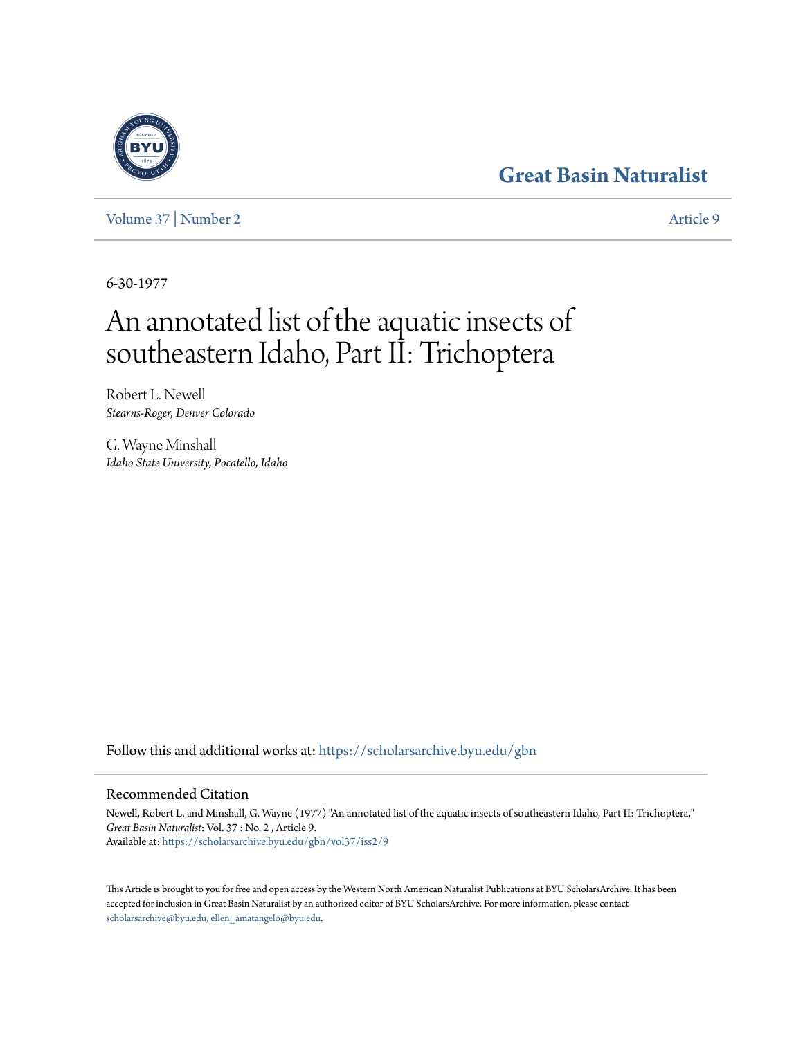# Great Basin Naturalist

Volume 37 | Number 2 Article 9

6-30-1977

# An annotated list of the aquatic insects of southeastern Idaho, Part II: Trichoptera

Robert L. Newell
*Stearns-Roger, Denver Colorado*

G. Wayne Minshall
*Idaho State University, Pocatello, Idaho*

Follow this and additional works at: https://scholarsarchive.byu.edu/gbn

## Recommended Citation

Newell, Robert L. and Minshall, G. Wayne (1977) "An annotated list of the aquatic insects of southeastern Idaho, Part II: Trichoptera," *Great Basin Naturalist*: Vol. 37 : No. 2 , Article 9.
Available at: https://scholarsarchive.byu.edu/gbn/vol37/iss2/9

This Article is brought to you for free and open access by the Western North American Naturalist Publications at BYU ScholarsArchive. It has been accepted for inclusion in Great Basin Naturalist by an authorized editor of BYU ScholarsArchive. For more information, please contact scholarsarchive@byu.edu, ellen_amatangelo@byu.edu.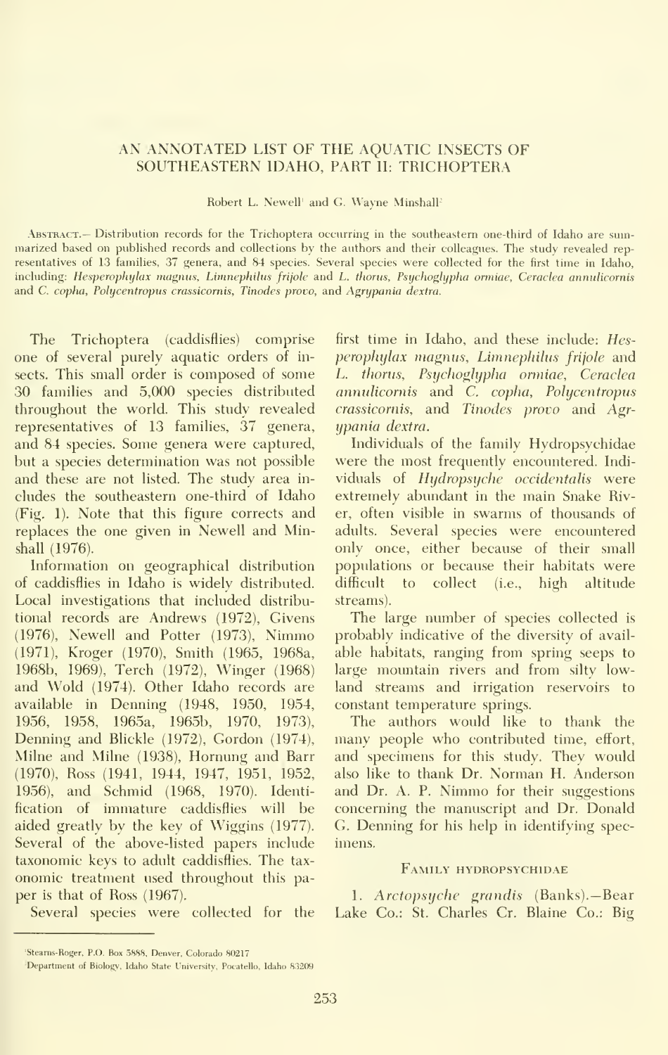# AN ANNOTATED LIST OF THE AQUATIC INSECTS OF SOUTHEASTERN IDAHO, PART II: TRICHOPTERA

Robert L. Newell[1] and G. Wayne Minshall[2]

Abstract.— Distribution records for the Trichoptera occurring in the southeastern one-third of Idaho are summarized based on published records and collections by the authors and their colleagues. The study revealed representatives of 13 families, 37 genera, and 84 species. Several species were collected for the first time in Idaho, including: *Hesperophylax magnus*, *Limnephilus frijole* and *L. thorus*, *Psychoglypha ormiae*, *Ceraclea annulicornis* and *C. copha*, *Polycentropus crassicornis*, *Tinodes provo*, and *Agrypania dextra*.

The Trichoptera (caddisflies) comprise one of several purely aquatic orders of insects. This small order is composed of some 30 families and 5,000 species distributed throughout the world. This study revealed representatives of 13 families, 37 genera, and 84 species. Some genera were captured, but a species determination was not possible and these are not listed. The study area includes the southeastern one-third of Idaho (Fig. 1). Note that this figure corrects and replaces the one given in Newell and Minshall (1976).

Information on geographical distribution of caddisflies in Idaho is widely distributed. Local investigations that included distributional records are Andrews (1972), Givens (1976), Newell and Potter (1973), Nimmo (1971), Kroger (1970), Smith (1965, 1968a, 1968b, 1969), Terch (1972), Winger (1968) and Wold (1974). Other Idaho records are available in Denning (1948, 1950, 1954, 1956, 1958, 1965a, 1965b, 1970, 1973), Denning and Blickle (1972), Gordon (1974), Milne and Milne (1938), Hornung and Barr (1970), Ross (1941, 1944, 1947, 1951, 1952, 1956), and Schmid (1968, 1970). Identification of immature caddisflies will be aided greatly by the key of Wiggins (1977). Several of the above-listed papers include taxonomic keys to adult caddisflies. The taxonomic treatment used throughout this paper is that of Ross (1967).

Several species were collected for the first time in Idaho, and these include: *Hesperophylax magnus*, *Limnephilus frijole* and *L. thorus*, *Psychoglypha ormiae*, *Ceraclea annulicornis* and *C. copha*, *Polycentropus crassicornis*, and *Tinodes provo* and *Agrypania dextra*.

Individuals of the family Hydropsychidae were the most frequently encountered. Individuals of *Hydropsyche occidentalis* were extremely abundant in the main Snake River, often visible in swarms of thousands of adults. Several species were encountered only once, either because of their small populations or because their habitats were difficult to collect (i.e., high altitude streams).

The large number of species collected is probably indicative of the diversity of available habitats, ranging from spring seeps to large mountain rivers and from silty lowland streams and irrigation reservoirs to constant temperature springs.

The authors would like to thank the many people who contributed time, effort, and specimens for this study. They would also like to thank Dr. Norman H. Anderson and Dr. A. P. Nimmo for their suggestions concerning the manuscript and Dr. Donald G. Denning for his help in identifying specimens.

## Family Hydropsychidae

1. *Arctopsyche grandis* (Banks).—Bear Lake Co.: St. Charles Cr. Blaine Co.: Big

[1] Stearns-Roger, P.O. Box 5888, Denver, Colorado 80217

[2] Department of Biology, Idaho State University, Pocatello, Idaho 83209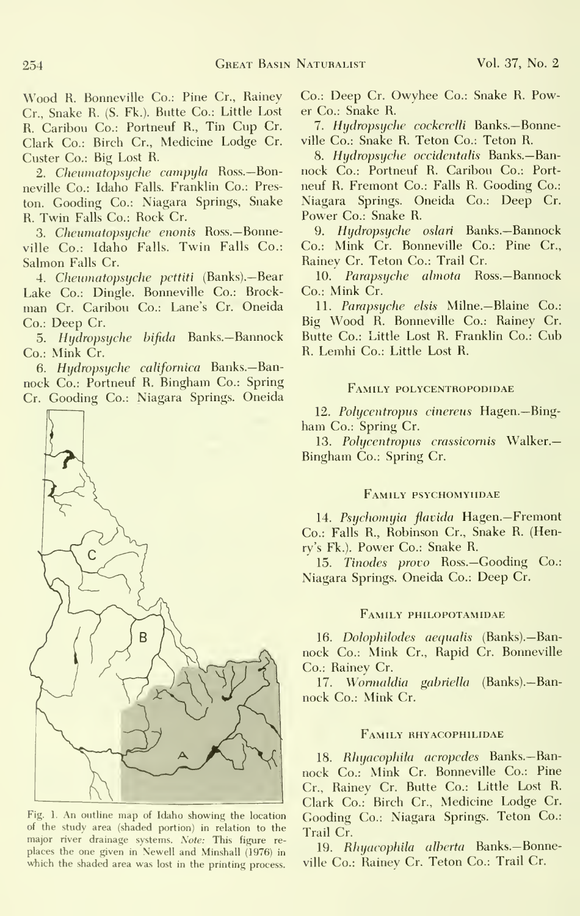Wood R. Bonneville Co.: Pine Cr., Rainey Cr., Snake R. (S. Fk.). Butte Co.: Little Lost R. Caribou Co.: Portneuf R., Tin Cup Cr. Clark Co.: Birch Cr., Medicine Lodge Cr. Custer Co.: Big Lost R.

2. *Cheumatopsyche campyla* Ross.—Bonneville Co.: Idaho Falls. Franklin Co.: Preston. Gooding Co.: Niagara Springs, Snake R. Twin Falls Co.: Rock Cr.

3. *Cheumatopsyche enonis* Ross.—Bonneville Co.: Idaho Falls. Twin Falls Co.: Salmon Falls Cr.

4. *Cheumatopsyche pettiti* (Banks).—Bear Lake Co.: Dingle. Bonneville Co.: Brockman Cr. Caribou Co.: Lane's Cr. Oneida Co.: Deep Cr.

5. *Hydropsyche bifida* Banks.—Bannock Co.: Mink Cr.

6. *Hydropsyche californica* Banks.—Bannock Co.: Portneuf R. Bingham Co.: Spring Cr. Gooding Co.: Niagara Springs. Oneida Co.: Deep Cr. Owyhee Co.: Snake R. Power Co.: Snake R.

Fig. 1. An outline map of Idaho showing the location of the study area (shaded portion) in relation to the major river drainage systems. *Note:* This figure replaces the one given in Newell and Minshall (1976) in which the shaded area was lost in the printing process.

7. *Hydropsyche cockerelli* Banks.—Bonneville Co.: Snake R. Teton Co.: Teton R.

8. *Hydropsyche occidentalis* Banks.—Bannock Co.: Portneuf R. Caribou Co.: Portneuf R. Fremont Co.: Falls R. Gooding Co.: Niagara Springs. Oneida Co.: Deep Cr. Power Co.: Snake R.

9. *Hydropsyche oslari* Banks.—Bannock Co.: Mink Cr. Bonneville Co.: Pine Cr., Rainey Cr. Teton Co.: Trail Cr.

10. *Parapsyche almota* Ross.—Bannock Co.: Mink Cr.

11. *Parapsyche elsis* Milne.—Blaine Co.: Big Wood R. Bonneville Co.: Rainey Cr. Butte Co.: Little Lost R. Franklin Co.: Cub R. Lemhi Co.: Little Lost R.

## Family Polycentropodidae

12. *Polycentropus cinereus* Hagen.—Bingham Co.: Spring Cr.

13. *Polycentropus crassicornis* Walker.—Bingham Co.: Spring Cr.

## Family Psychomyiidae

14. *Psychomyia flavida* Hagen.—Fremont Co.: Falls R., Robinson Cr., Snake R. (Henry's Fk.). Power Co.: Snake R.

15. *Tinodes provo* Ross.—Gooding Co.: Niagara Springs. Oneida Co.: Deep Cr.

## Family Philopotamidae

16. *Dolophilodes aequalis* (Banks).—Bannock Co.: Mink Cr., Rapid Cr. Bonneville Co.: Rainey Cr.

17. *Wormaldia gabriella* (Banks).—Bannock Co.: Mink Cr.

## Family Rhyacophilidae

18. *Rhyacophila acropedes* Banks.—Bannock Co.: Mink Cr. Bonneville Co.: Pine Cr., Rainey Cr. Butte Co.: Little Lost R. Clark Co.: Birch Cr., Medicine Lodge Cr. Gooding Co.: Niagara Springs. Teton Co.: Trail Cr.

19. *Rhyacophila alberta* Banks.—Bonneville Co.: Rainey Cr. Teton Co.: Trail Cr.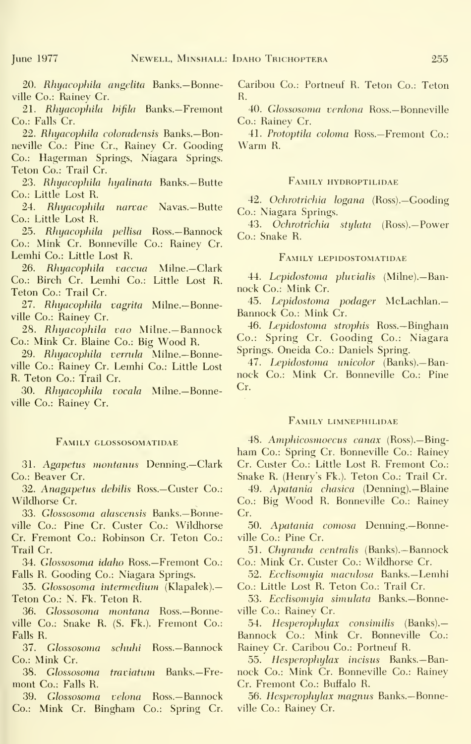20. *Rhyacophila angelita* Banks.—Bonneville Co.: Rainey Cr.

21. *Rhyacophila bifila* Banks.—Fremont Co.: Falls Cr.

22. *Rhyacophila coloradensis* Banks.—Bonneville Co.: Pine Cr., Rainey Cr. Gooding Co.: Hagerman Springs, Niagara Springs. Teton Co.: Trail Cr.

23. *Rhyacophila hyalinata* Banks.—Butte Co.: Little Lost R.

24. *Rhyacophila narvae* Navas.—Butte Co.: Little Lost R.

25. *Rhyacophila pellisa* Ross.—Bannock Co.: Mink Cr. Bonneville Co.: Rainey Cr. Lemhi Co.: Little Lost R.

26. *Rhyacophila vaccua* Milne.—Clark Co.: Birch Cr. Lemhi Co.: Little Lost R. Teton Co.: Trail Cr.

27. *Rhyacophila vagrita* Milne.—Bonneville Co.: Rainey Cr.

28. *Rhyacophila vao* Milne.—Bannock Co.: Mink Cr. Blaine Co.: Big Wood R.

29. *Rhyacophila verrula* Milne.—Bonneville Co.: Rainey Cr. Lemhi Co.: Little Lost R. Teton Co.: Trail Cr.

30. *Rhyacophila vocala* Milne.—Bonneville Co.: Rainey Cr.

## Family Glossosomatidae

31. *Agapetus montanus* Denning.—Clark Co.: Beaver Cr.

32. *Anagapetus debilis* Ross.—Custer Co.: Wildhorse Cr.

33. *Glossosoma alascensis* Banks.—Bonneville Co.: Pine Cr. Custer Co.: Wildhorse Cr. Fremont Co.: Robinson Cr. Teton Co.: Trail Cr.

34. *Glossosoma idaho* Ross.—Fremont Co.: Falls R. Gooding Co.: Niagara Springs.

35. *Glossosoma intermedium* (Klapalek).—Teton Co.: N. Fk. Teton R.

36. *Glossosoma montana* Ross.—Bonneville Co.: Snake R. (S. Fk.). Fremont Co.: Falls R.

37. *Glossosoma schuhi* Ross.—Bannock Co.: Mink Cr.

38. *Glossosoma traviatum* Banks.—Fremont Co.: Falls R.

39. *Glossosoma velona* Ross.—Bannock Co.: Mink Cr. Bingham Co.: Spring Cr. Caribou Co.: Portneuf R. Teton Co.: Teton R.

40. *Glossosoma verdona* Ross.—Bonneville Co.: Rainey Cr.

41. *Protoptila coloma* Ross.—Fremont Co.: Warm R.

## Family Hydroptilidae

42. *Ochrotrichia logana* (Ross).—Gooding Co.: Niagara Springs.

43. *Ochrotrichia stylata* (Ross).—Power Co.: Snake R.

## Family Lepidostomatidae

44. *Lepidostoma pluvialis* (Milne).—Bannock Co.: Mink Cr.

45. *Lepidostoma podager* McLachlan.—Bannock Co.: Mink Cr.

46. *Lepidostoma strophis* Ross.—Bingham Co.: Spring Cr. Gooding Co.: Niagara Springs. Oneida Co.: Daniels Spring.

47. *Lepidostoma unicolor* (Banks).—Bannock Co.: Mink Cr. Bonneville Co.: Pine Cr.

## Family Limnephilidae

48. *Amphicosmoecus canax* (Ross).—Bingham Co.: Spring Cr. Bonneville Co.: Rainey Cr. Custer Co.: Little Lost R. Fremont Co.: Snake R. (Henry's Fk.). Teton Co.: Trail Cr.

49. *Apatania chasica* (Denning).—Blaine Co.: Big Wood R. Bonneville Co.: Rainey Cr.

50. *Apatania comosa* Denning.—Bonneville Co.: Pine Cr.

51. *Chyranda centralis* (Banks).—Bannock Co.: Mink Cr. Custer Co.: Wildhorse Cr.

52. *Ecclisomyia maculosa* Banks.—Lemhi Co.: Little Lost R. Teton Co.: Trail Cr.

53. *Ecclisomyia simulata* Banks.—Bonneville Co.: Rainey Cr.

54. *Hesperophylax consimilis* (Banks).—Bannock Co.: Mink Cr. Bonneville Co.: Rainey Cr. Caribou Co.: Portneuf R.

55. *Hesperophylax incisus* Banks.—Bannock Co.: Mink Cr. Bonneville Co.: Rainey Cr. Fremont Co.: Buffalo R.

56. *Hesperophylax magnus* Banks.—Bonneville Co.: Rainey Cr.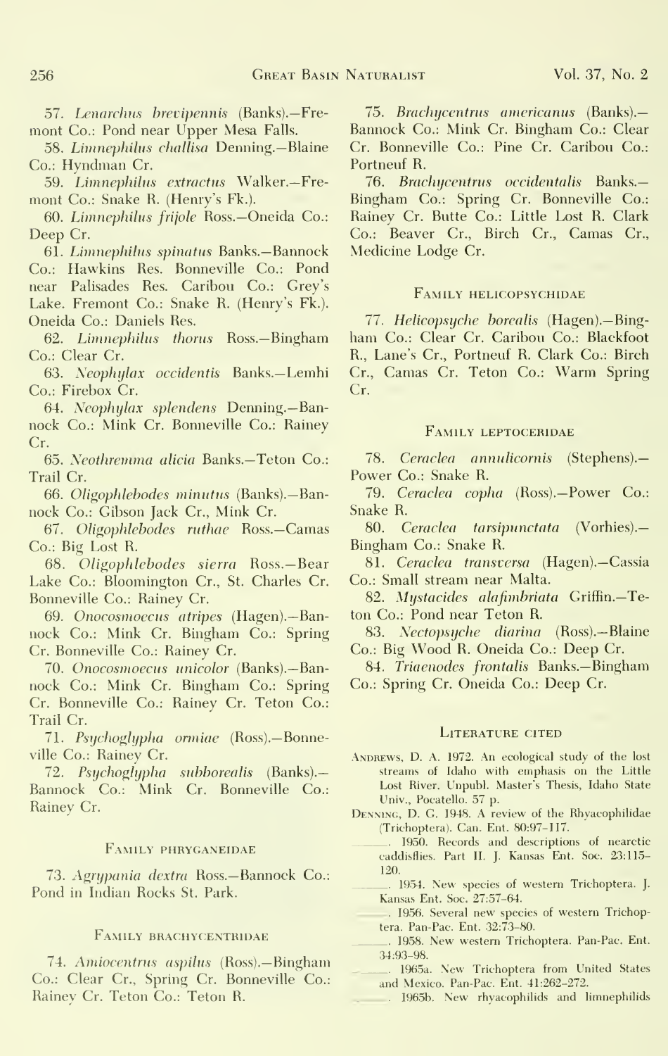57. *Lenarchus brevipennis* (Banks).—Fremont Co.: Pond near Upper Mesa Falls.

58. *Limnephilus challisa* Denning.—Blaine Co.: Hyndman Cr.

59. *Limnephilus extractus* Walker.—Fremont Co.: Snake R. (Henry's Fk.).

60. *Limnephilus frijole* Ross.—Oneida Co.: Deep Cr.

61. *Limnephilus spinatus* Banks.—Bannock Co.: Hawkins Res. Bonneville Co.: Pond near Palisades Res. Caribou Co.: Grey's Lake. Fremont Co.: Snake R. (Henry's Fk.). Oneida Co.: Daniels Res.

62. *Limnephilus thorus* Ross.—Bingham Co.: Clear Cr.

63. *Neophylax occidentis* Banks.—Lemhi Co.: Firebox Cr.

64. *Neophylax splendens* Denning.—Bannock Co.: Mink Cr. Bonneville Co.: Rainey Cr.

65. *Neothremma alicia* Banks.—Teton Co.: Trail Cr.

66. *Oligophlebodes minutus* (Banks).—Bannock Co.: Gibson Jack Cr., Mink Cr.

67. *Oligophlebodes ruthae* Ross.—Camas Co.: Big Lost R.

68. *Oligophlebodes sierra* Ross.—Bear Lake Co.: Bloomington Cr., St. Charles Cr. Bonneville Co.: Rainey Cr.

69. *Onocosmoecus atripes* (Hagen).—Bannock Co.: Mink Cr. Bingham Co.: Spring Cr. Bonneville Co.: Rainey Cr.

70. *Onocosmoecus unicolor* (Banks).—Bannock Co.: Mink Cr. Bingham Co.: Spring Cr. Bonneville Co.: Rainey Cr. Teton Co.: Trail Cr.

71. *Psychoglypha ormiae* (Ross).—Bonneville Co.: Rainey Cr.

72. *Psychoglypha subborealis* (Banks).—Bannock Co.: Mink Cr. Bonneville Co.: Rainey Cr.

## Family Phryganeidae

73. *Agrypania dextra* Ross.—Bannock Co.: Pond in Indian Rocks St. Park.

## Family Brachycentridae

74. *Amiocentrus aspilus* (Ross).—Bingham Co.: Clear Cr., Spring Cr. Bonneville Co.: Rainey Cr. Teton Co.: Teton R.

75. *Brachycentrus americanus* (Banks).—Bannock Co.: Mink Cr. Bingham Co.: Clear Cr. Bonneville Co.: Pine Cr. Caribou Co.: Portneuf R.

76. *Brachycentrus occidentalis* Banks.—Bingham Co.: Spring Cr. Bonneville Co.: Rainey Cr. Butte Co.: Little Lost R. Clark Co.: Beaver Cr., Birch Cr., Camas Cr., Medicine Lodge Cr.

## Family Helicopsychidae

77. *Helicopsyche borealis* (Hagen).—Bingham Co.: Clear Cr. Caribou Co.: Blackfoot R., Lane's Cr., Portneuf R. Clark Co.: Birch Cr., Camas Cr. Teton Co.: Warm Spring Cr.

## Family Leptoceridae

78. *Ceraclea annulicornis* (Stephens).—Power Co.: Snake R.

79. *Ceraclea copha* (Ross).—Power Co.: Snake R.

80. *Ceraclea tarsipunctata* (Vorhies).—Bingham Co.: Snake R.

81. *Ceraclea transversa* (Hagen).—Cassia Co.: Small stream near Malta.

82. *Mystacides alafimbriata* Griffin.—Teton Co.: Pond near Teton R.

83. *Nectopsyche diarina* (Ross).—Blaine Co.: Big Wood R. Oneida Co.: Deep Cr.

84. *Triaenodes frontalis* Banks.—Bingham Co.: Spring Cr. Oneida Co.: Deep Cr.

## Literature Cited

Andrews, D. A. 1972. An ecological study of the lost streams of Idaho with emphasis on the Little Lost River. Unpubl. Master's Thesis, Idaho State Univ., Pocatello. 57 p.

Denning, D. G. 1948. A review of the Rhyacophilidae (Trichoptera). Can. Ent. 80:97–117.

———. 1950. Records and descriptions of nearctic caddisflies. Part II. J. Kansas Ent. Soc. 23:115–120.

———. 1954. New species of western Trichoptera. J. Kansas Ent. Soc. 27:57–64.

———. 1956. Several new species of western Trichoptera. Pan-Pac. Ent. 32:73–80.

———. 1958. New western Trichoptera. Pan-Pac. Ent. 34:93–98.

———. 1965a. New Trichoptera from United States and Mexico. Pan-Pac. Ent. 41:262–272.

———. 1965b. New rhyacophilids and limnephilids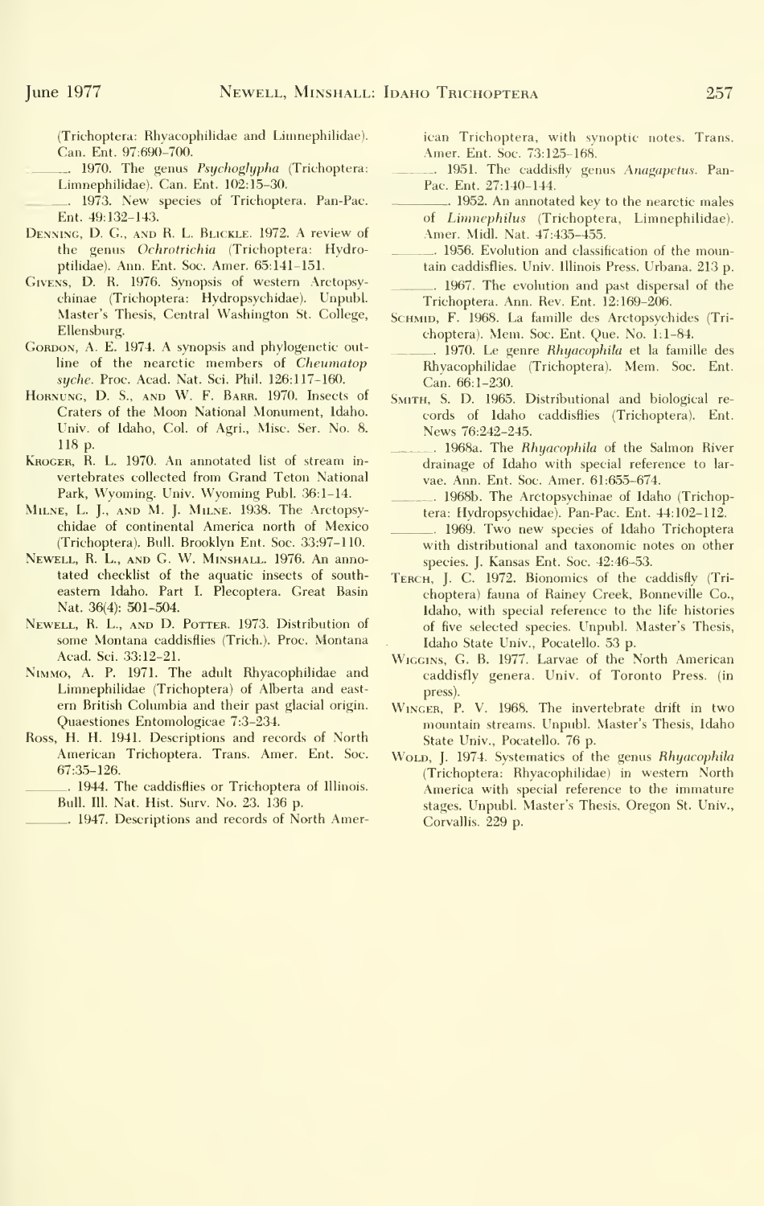(Trichoptera: Rhyacophilidae and Limnephilidae). Can. Ent. 97:690–700.

______. 1970. The genus *Psychoglypha* (Trichoptera: Limnephilidae). Can. Ent. 102:15–30.

______. 1973. New species of Trichoptera. Pan-Pac. Ent. 49:132–143.

Denning, D. G., and R. L. Blickle. 1972. A review of the genus *Ochrotrichia* (Trichoptera: Hydroptilidae). Ann. Ent. Soc. Amer. 65:141–151.

Givens, D. R. 1976. Synopsis of western Arctopsychinae (Trichoptera: Hydropsychidae). Unpubl. Master's Thesis, Central Washington St. College, Ellensburg.

Gordon, A. E. 1974. A synopsis and phylogenetic outline of the nearctic members of *Cheumatop syche*. Proc. Acad. Nat. Sci. Phil. 126:117–160.

Hornung, D. S., and W. F. Barr. 1970. Insects of Craters of the Moon National Monument, Idaho. Univ. of Idaho, Col. of Agri., Misc. Ser. No. 8. 118 p.

Kroger, R. L. 1970. An annotated list of stream invertebrates collected from Grand Teton National Park, Wyoming. Univ. Wyoming Publ. 36:1–14.

Milne, L. J., and M. J. Milne. 1938. The Arctopsychidae of continental America north of Mexico (Trichoptera). Bull. Brooklyn Ent. Soc. 33:97–110.

Newell, R. L., and G. W. Minshall. 1976. An annotated checklist of the aquatic insects of southeastern Idaho. Part I. Plecoptera. Great Basin Nat. 36(4): 501–504.

Newell, R. L., and D. Potter. 1973. Distribution of some Montana caddisflies (Trich.). Proc. Montana Acad. Sci. 33:12–21.

Nimmo, A. P. 1971. The adult Rhyacophilidae and Limnephilidae (Trichoptera) of Alberta and eastern British Columbia and their past glacial origin. Quaestiones Entomologicae 7:3–234.

Ross, H. H. 1941. Descriptions and records of North American Trichoptera. Trans. Amer. Ent. Soc. 67:35–126.

______. 1944. The caddisflies or Trichoptera of Illinois. Bull. Ill. Nat. Hist. Surv. No. 23. 136 p.

______. 1947. Descriptions and records of North American Trichoptera, with synoptic notes. Trans. Amer. Ent. Soc. 73:125–168.

______. 1951. The caddisfly genus *Anagapetus*. Pan-Pac. Ent. 27:140–144.

______. 1952. An annotated key to the nearctic males of *Limnephilus* (Trichoptera, Limnephilidae). Amer. Midl. Nat. 47:435–455.

______. 1956. Evolution and classification of the mountain caddisflies. Univ. Illinois Press. Urbana. 213 p.

______. 1967. The evolution and past dispersal of the Trichoptera. Ann. Rev. Ent. 12:169–206.

Schmid, F. 1968. La famille des Arctopsychides (Trichoptera). Mem. Soc. Ent. Que. No. 1:1–84.

______. 1970. Le genre *Rhyacophila* et la famille des Rhyacophilidae (Trichoptera). Mem. Soc. Ent. Can. 66:1–230.

Smith, S. D. 1965. Distributional and biological records of Idaho caddisflies (Trichoptera). Ent. News 76:242–245.

______. 1968a. The *Rhyacophila* of the Salmon River drainage of Idaho with special reference to larvae. Ann. Ent. Soc. Amer. 61:655–674.

______. 1968b. The Arctopsychinae of Idaho (Trichoptera: Hydropsychidae). Pan-Pac. Ent. 44:102–112.

______. 1969. Two new species of Idaho Trichoptera with distributional and taxonomic notes on other species. J. Kansas Ent. Soc. 42:46–53.

Terch, J. C. 1972. Bionomics of the caddisfly (Trichoptera) fauna of Rainey Creek, Bonneville Co., Idaho, with special reference to the life histories of five selected species. Unpubl. Master's Thesis, Idaho State Univ., Pocatello. 53 p.

Wiggins, G. B. 1977. Larvae of the North American caddisfly genera. Univ. of Toronto Press. (in press).

Winger, P. V. 1968. The invertebrate drift in two mountain streams. Unpubl. Master's Thesis, Idaho State Univ., Pocatello. 76 p.

Wold, J. 1974. Systematics of the genus *Rhyacophila* (Trichoptera: Rhyacophilidae) in western North America with special reference to the immature stages. Unpubl. Master's Thesis, Oregon St. Univ., Corvallis. 229 p.